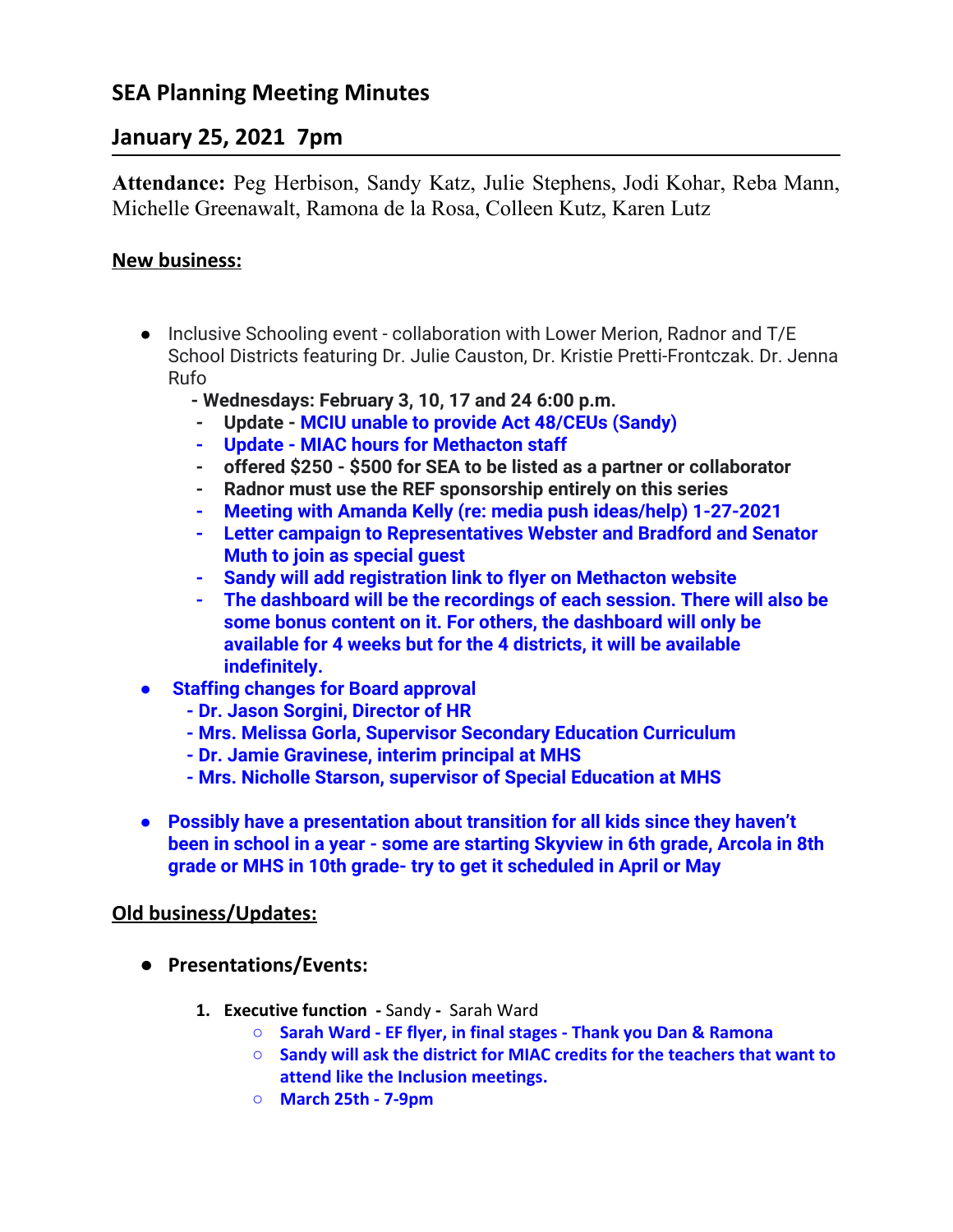# SEA Planning Meeting Minutes

## January 25, 2021 7pm

**Attendance:** Peg Herbison, Sandy Katz, Julie Stephens, Jodi Kohar, Reba Mann, Michelle Greenawalt, Ramona de la Rosa, Colleen Kutz, Karen Lutz

**New business:**

- Inclusive Schooling event - collaboration with Lower Merion, Radnor and T/E School Districts featuring Dr. Julie Causton, Dr. Kristie Pretti-Frontczak. Dr. Jenna Rufo
  - **- Wednesdays: February 3, 10, 17 and 24 6:00 p.m.**
  - **Update - MCIU unable to provide Act 48/CEUs (Sandy)**
  - **Update - MIAC hours for Methacton staff**
  - **offered $250 - $500 for SEA to be listed as a partner or collaborator**
  - **Radnor must use the REF sponsorship entirely on this series**
  - **Meeting with Amanda Kelly (re: media push ideas/help) 1-27-2021**
  - **Letter campaign to Representatives Webster and Bradford and Senator Muth to join as special guest**
  - **Sandy will add registration link to flyer on Methacton website**
  - **The dashboard will be the recordings of each session. There will also be some bonus content on it. For others, the dashboard will only be available for 4 weeks but for the 4 districts, it will be available indefinitely.**
- **Staffing changes for Board approval**
  - **- Dr. Jason Sorgini, Director of HR**
  - **- Mrs. Melissa Gorla, Supervisor Secondary Education Curriculum**
  - **- Dr. Jamie Gravinese, interim principal at MHS**
  - **- Mrs. Nicholle Starson, supervisor of Special Education at MHS**
- **Possibly have a presentation about transition for all kids since they haven't been in school in a year - some are starting Skyview in 6th grade, Arcola in 8th grade or MHS in 10th grade- try to get it scheduled in April or May**

**Old business/Updates:**

- **Presentations/Events:**
  1. **Executive function -** Sandy - Sarah Ward
     - **Sarah Ward - EF flyer, in final stages - Thank you Dan & Ramona**
     - **Sandy will ask the district for MIAC credits for the teachers that want to attend like the Inclusion meetings.**
     - **March 25th - 7-9pm**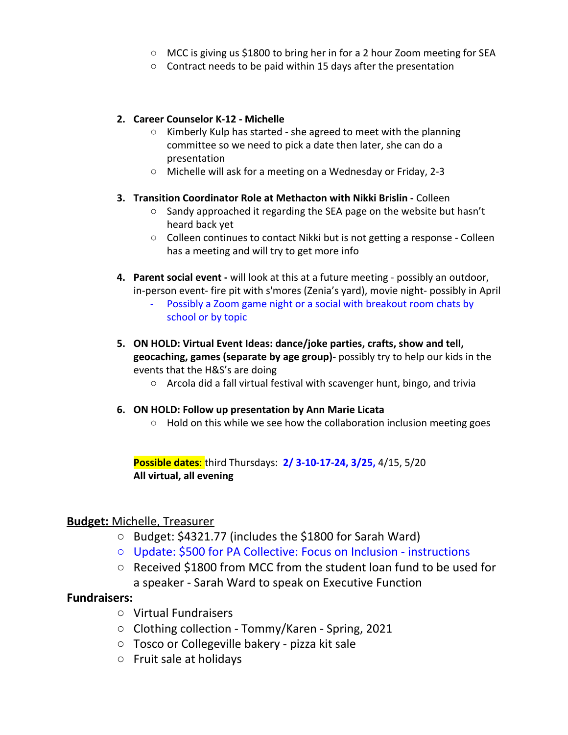- MCC is giving us $1800 to bring her in for a 2 hour Zoom meeting for SEA
- Contract needs to be paid within 15 days after the presentation

2. **Career Counselor K-12 - Michelle**
   - Kimberly Kulp has started - she agreed to meet with the planning committee so we need to pick a date then later, she can do a presentation
   - Michelle will ask for a meeting on a Wednesday or Friday, 2-3

3. **Transition Coordinator Role at Methacton with Nikki Brislin -** Colleen
   - Sandy approached it regarding the SEA page on the website but hasn't heard back yet
   - Colleen continues to contact Nikki but is not getting a response - Colleen has a meeting and will try to get more info

4. **Parent social event -** will look at this at a future meeting - possibly an outdoor, in-person event- fire pit with s'mores (Zenia's yard), movie night- possibly in April
   - Possibly a Zoom game night or a social with breakout room chats by school or by topic

5. **ON HOLD: Virtual Event Ideas: dance/joke parties, crafts, show and tell, geocaching, games (separate by age group)-** possibly try to help our kids in the events that the H&S's are doing
   - Arcola did a fall virtual festival with scavenger hunt, bingo, and trivia

6. **ON HOLD: Follow up presentation by Ann Marie Licata**
   - Hold on this while we see how the collaboration inclusion meeting goes

**Possible dates**: third Thursdays: **2/ 3-10-17-24, 3/25,** 4/15, 5/20
**All virtual, all evening**

**Budget:** Michelle, Treasurer
- Budget: $4321.77 (includes the $1800 for Sarah Ward)
- Update: $500 for PA Collective: Focus on Inclusion - instructions
- Received $1800 from MCC from the student loan fund to be used for a speaker - Sarah Ward to speak on Executive Function

**Fundraisers:**
- Virtual Fundraisers
- Clothing collection - Tommy/Karen - Spring, 2021
- Tosco or Collegeville bakery - pizza kit sale
- Fruit sale at holidays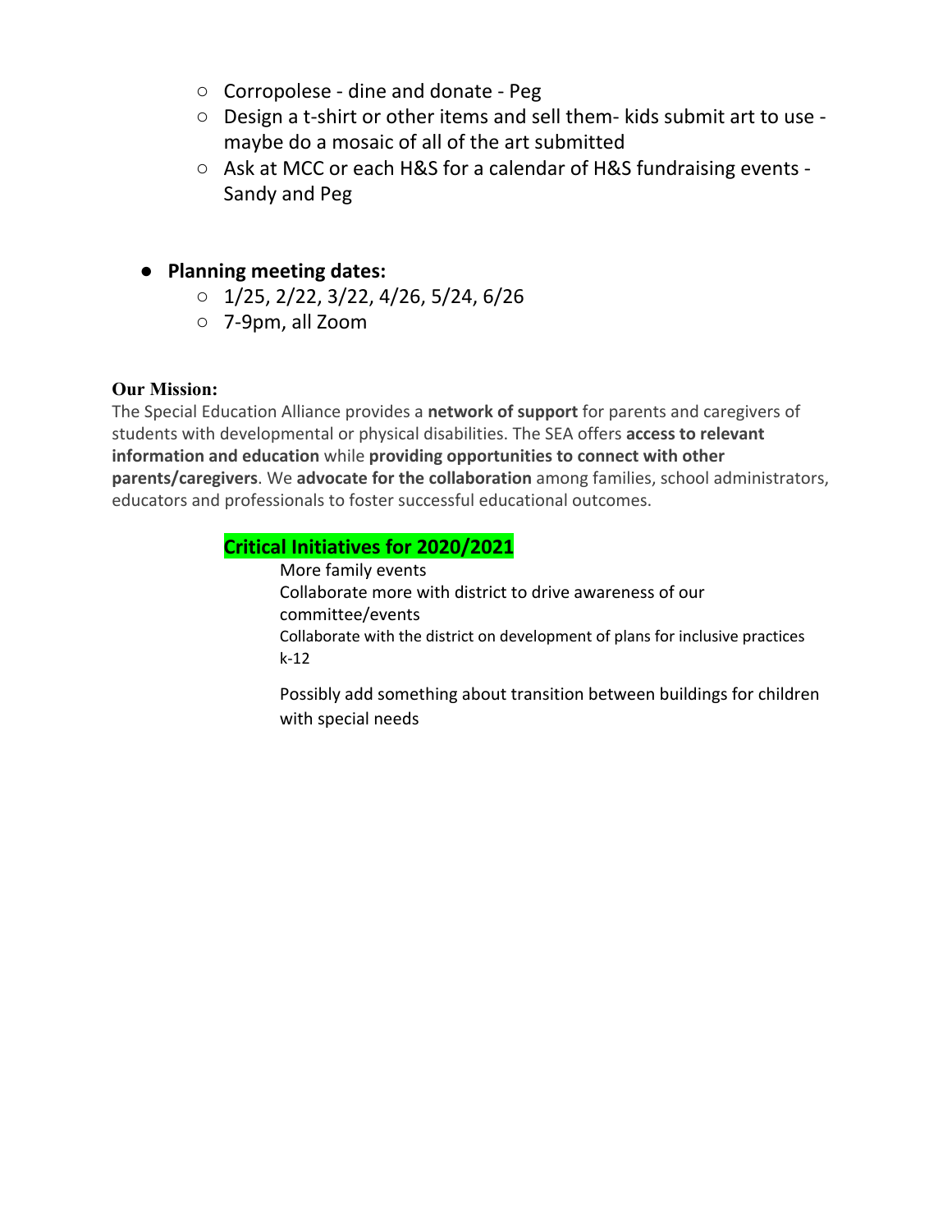- Corropolese - dine and donate - Peg
  - Design a t-shirt or other items and sell them- kids submit art to use - maybe do a mosaic of all of the art submitted
  - Ask at MCC or each H&S for a calendar of H&S fundraising events - Sandy and Peg

- **Planning meeting dates:**
  - 1/25, 2/22, 3/22, 4/26, 5/24, 6/26
  - 7-9pm, all Zoom

**Our Mission:**

The Special Education Alliance provides a **network of support** for parents and caregivers of students with developmental or physical disabilities. The SEA offers **access to relevant information and education** while **providing opportunities to connect with other parents/caregivers**. We **advocate for the collaboration** among families, school administrators, educators and professionals to foster successful educational outcomes.

**Critical Initiatives for 2020/2021**

More family events

Collaborate more with district to drive awareness of our committee/events

Collaborate with the district on development of plans for inclusive practices k-12

Possibly add something about transition between buildings for children with special needs